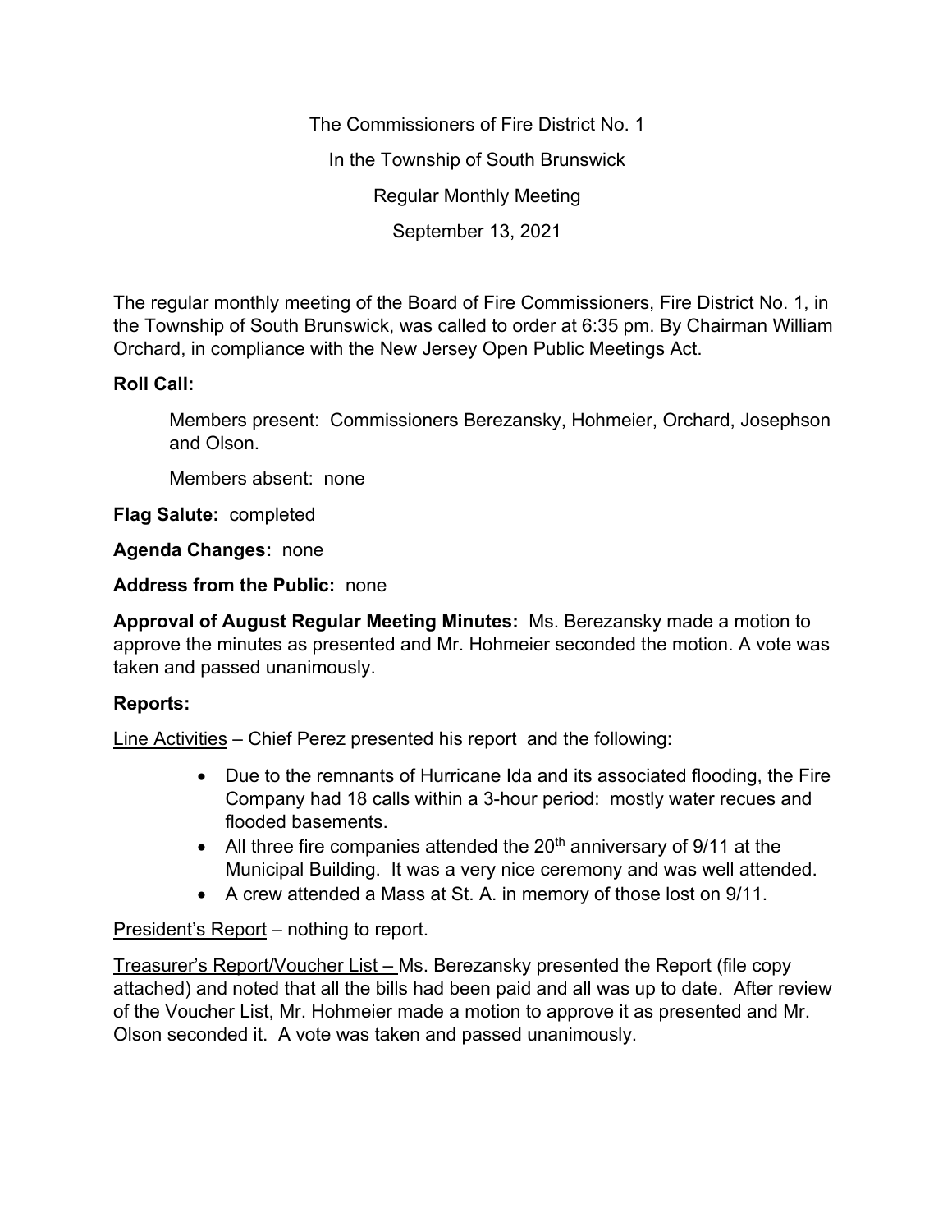The Commissioners of Fire District No. 1

In the Township of South Brunswick

Regular Monthly Meeting

September 13, 2021

The regular monthly meeting of the Board of Fire Commissioners, Fire District No. 1, in the Township of South Brunswick, was called to order at 6:35 pm. By Chairman William Orchard, in compliance with the New Jersey Open Public Meetings Act.

**Roll Call:**

Members present: Commissioners Berezansky, Hohmeier, Orchard, Josephson and Olson.

Members absent: none

**Flag Salute:** completed

**Agenda Changes:** none

**Address from the Public:** none

**Approval of August Regular Meeting Minutes:** Ms. Berezansky made a motion to approve the minutes as presented and Mr. Hohmeier seconded the motion. A vote was taken and passed unanimously.

**Reports:**

Line Activities – Chief Perez presented his report and the following:

- Due to the remnants of Hurricane Ida and its associated flooding, the Fire Company had 18 calls within a 3-hour period: mostly water recues and flooded basements.
- All three fire companies attended the 20th anniversary of 9/11 at the Municipal Building. It was a very nice ceremony and was well attended.
- A crew attended a Mass at St. A. in memory of those lost on 9/11.

President's Report – nothing to report.

Treasurer's Report/Voucher List – Ms. Berezansky presented the Report (file copy attached) and noted that all the bills had been paid and all was up to date. After review of the Voucher List, Mr. Hohmeier made a motion to approve it as presented and Mr. Olson seconded it. A vote was taken and passed unanimously.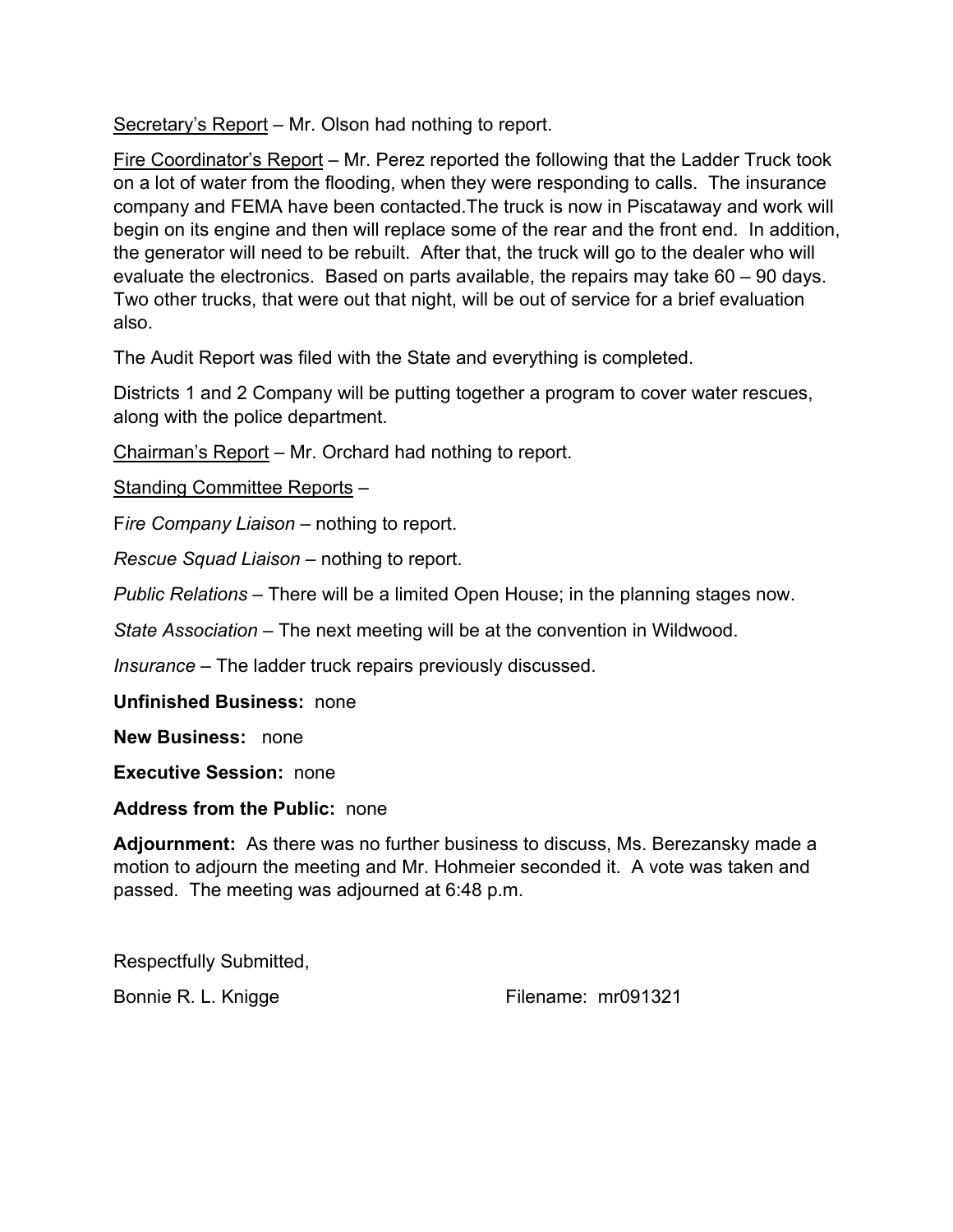Secretary's Report – Mr. Olson had nothing to report.

Fire Coordinator's Report – Mr. Perez reported the following that the Ladder Truck took on a lot of water from the flooding, when they were responding to calls. The insurance company and FEMA have been contacted.The truck is now in Piscataway and work will begin on its engine and then will replace some of the rear and the front end. In addition, the generator will need to be rebuilt. After that, the truck will go to the dealer who will evaluate the electronics. Based on parts available, the repairs may take 60 – 90 days. Two other trucks, that were out that night, will be out of service for a brief evaluation also.

The Audit Report was filed with the State and everything is completed.

Districts 1 and 2 Company will be putting together a program to cover water rescues, along with the police department.

Chairman's Report – Mr. Orchard had nothing to report.

Standing Committee Reports –

F*ire Company Liaison* – nothing to report.

*Rescue Squad Liaison* – nothing to report.

*Public Relations* – There will be a limited Open House; in the planning stages now.

*State Association* – The next meeting will be at the convention in Wildwood.

*Insurance* – The ladder truck repairs previously discussed.

**Unfinished Business:** none

**New Business:** none

**Executive Session:** none

**Address from the Public:** none

**Adjournment:** As there was no further business to discuss, Ms. Berezansky made a motion to adjourn the meeting and Mr. Hohmeier seconded it. A vote was taken and passed. The meeting was adjourned at 6:48 p.m.

Respectfully Submitted,

Bonnie R. L. Knigge

Filename: mr091321